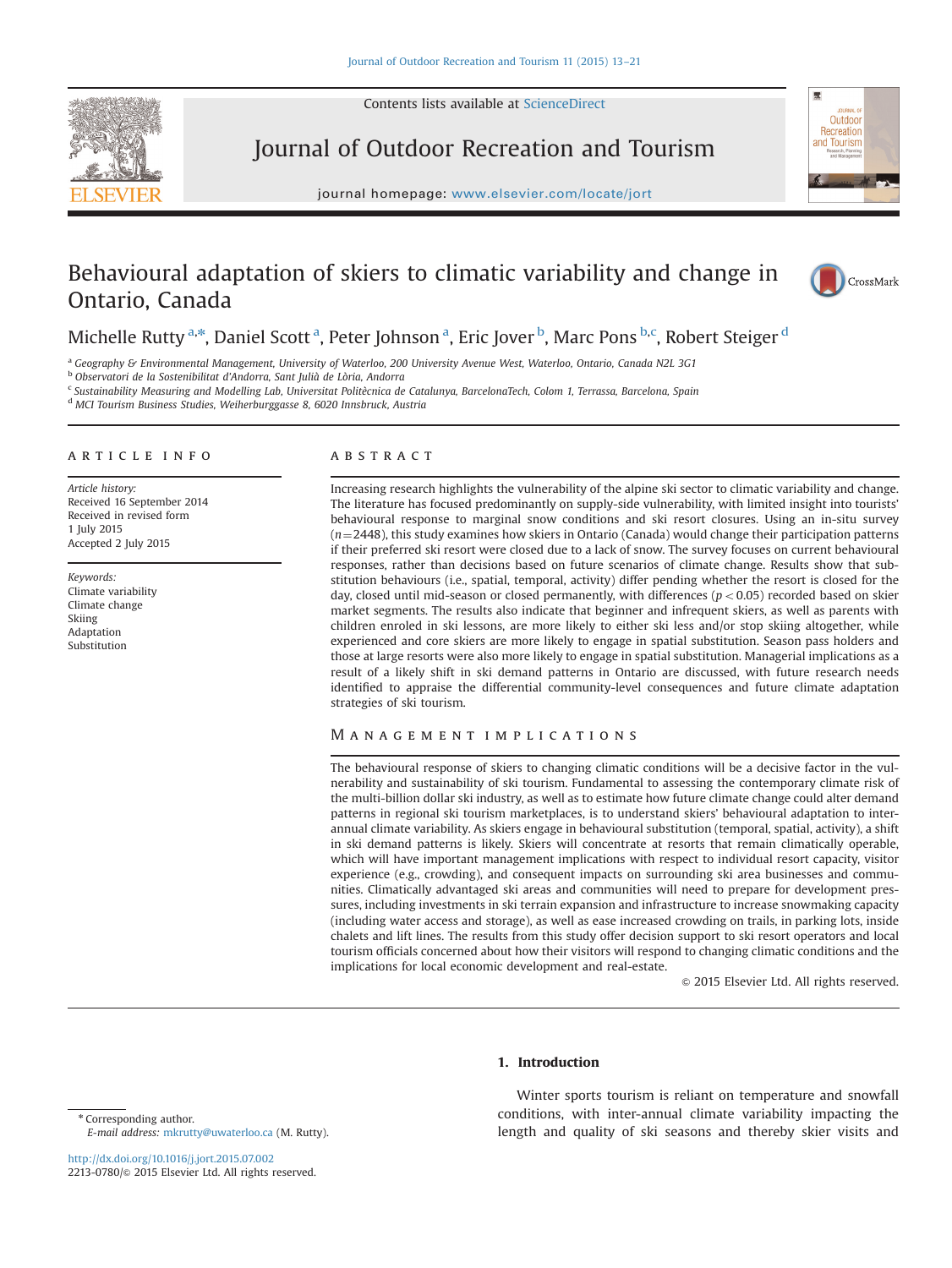# Behavioural adaptation of skiers to climatic variability and change in Ontario, Canada

Michelle Rutty [a,*], Daniel Scott [a], Peter Johnson [a], Eric Jover [b], Marc Pons [b,c], Robert Steiger [d]

[a] Geography & Environmental Management, University of Waterloo, 200 University Avenue West, Waterloo, Ontario, Canada N2L 3G1
[b] Observatori de la Sostenibilitat d'Andorra, Sant Julià de Lòria, Andorra
[c] Sustainability Measuring and Modelling Lab, Universitat Politècnica de Catalunya, BarcelonaTech, Colom 1, Terrassa, Barcelona, Spain
[d] MCI Tourism Business Studies, Weiherburggasse 8, 6020 Innsbruck, Austria

## ARTICLE INFO

*Article history:*
Received 16 September 2014
Received in revised form
1 July 2015
Accepted 2 July 2015

*Keywords:*
Climate variability
Climate change
Skiing
Adaptation
Substitution

## ABSTRACT

Increasing research highlights the vulnerability of the alpine ski sector to climatic variability and change. The literature has focused predominantly on supply-side vulnerability, with limited insight into tourists' behavioural response to marginal snow conditions and ski resort closures. Using an in-situ survey ($n=2448$), this study examines how skiers in Ontario (Canada) would change their participation patterns if their preferred ski resort were closed due to a lack of snow. The survey focuses on current behavioural responses, rather than decisions based on future scenarios of climate change. Results show that substitution behaviours (i.e., spatial, temporal, activity) differ pending whether the resort is closed for the day, closed until mid-season or closed permanently, with differences ($p < 0.05$) recorded based on skier market segments. The results also indicate that beginner and infrequent skiers, as well as parents with children enroled in ski lessons, are more likely to either ski less and/or stop skiing altogether, while experienced and core skiers are more likely to engage in spatial substitution. Season pass holders and those at large resorts were also more likely to engage in spatial substitution. Managerial implications as a result of a likely shift in ski demand patterns in Ontario are discussed, with future research needs identified to appraise the differential community-level consequences and future climate adaptation strategies of ski tourism.

## MANAGEMENT IMPLICATIONS

The behavioural response of skiers to changing climatic conditions will be a decisive factor in the vulnerability and sustainability of ski tourism. Fundamental to assessing the contemporary climate risk of the multi-billion dollar ski industry, as well as to estimate how future climate change could alter demand patterns in regional ski tourism marketplaces, is to understand skiers' behavioural adaptation to inter-annual climate variability. As skiers engage in behavioural substitution (temporal, spatial, activity), a shift in ski demand patterns is likely. Skiers will concentrate at resorts that remain climatically operable, which will have important management implications with respect to individual resort capacity, visitor experience (e.g., crowding), and consequent impacts on surrounding ski area businesses and communities. Climatically advantaged ski areas and communities will need to prepare for development pressures, including investments in ski terrain expansion and infrastructure to increase snowmaking capacity (including water access and storage), as well as ease increased crowding on trails, in parking lots, inside chalets and lift lines. The results from this study offer decision support to ski resort operators and local tourism officials concerned about how their visitors will respond to changing climatic conditions and the implications for local economic development and real-estate.

© 2015 Elsevier Ltd. All rights reserved.

## 1. Introduction

Winter sports tourism is reliant on temperature and snowfall conditions, with inter-annual climate variability impacting the length and quality of ski seasons and thereby skier visits and

* Corresponding author.
*E-mail address:* mkrutty@uwaterloo.ca (M. Rutty).

http://dx.doi.org/10.1016/j.jort.2015.07.002
2213-0780/© 2015 Elsevier Ltd. All rights reserved.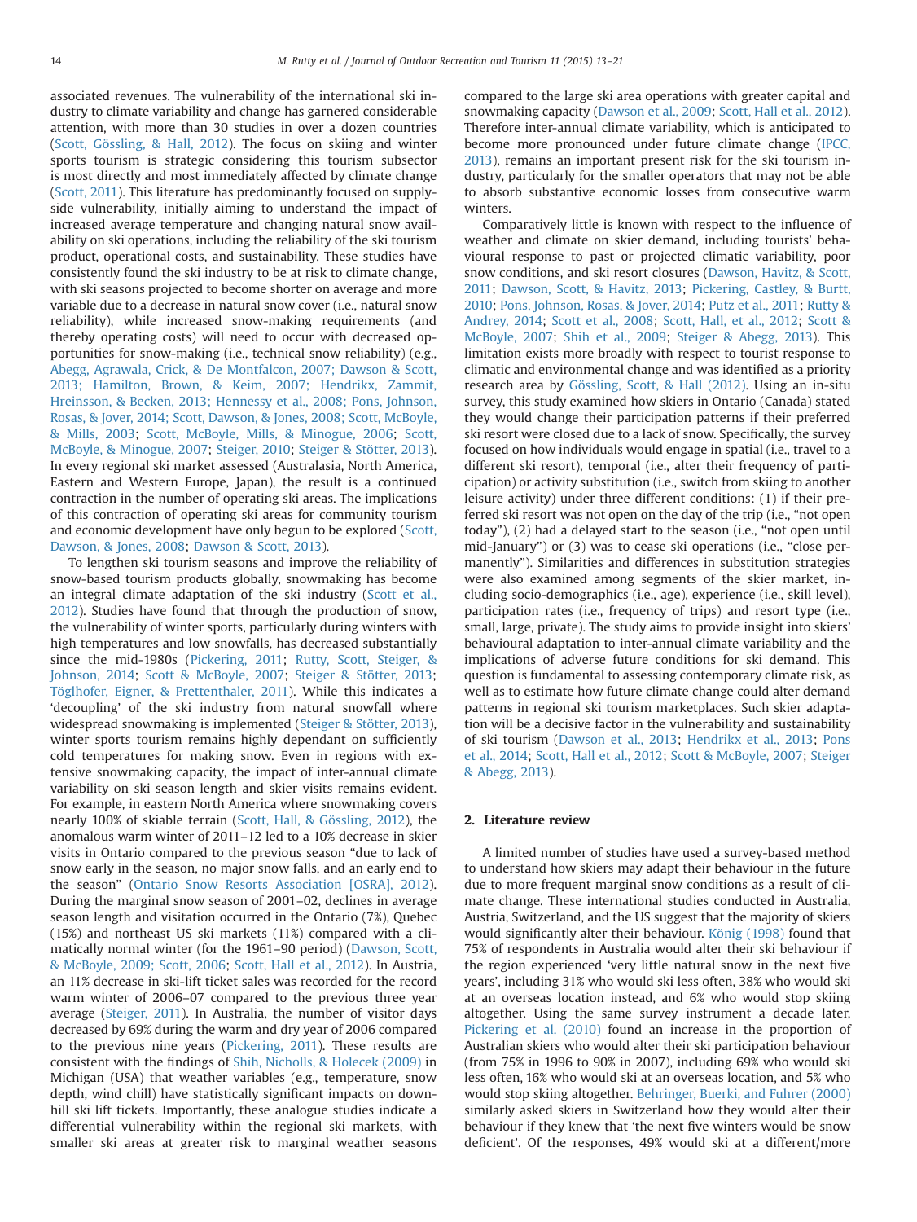associated revenues. The vulnerability of the international ski industry to climate variability and change has garnered considerable attention, with more than 30 studies in over a dozen countries (Scott, Gössling, & Hall, 2012). The focus on skiing and winter sports tourism is strategic considering this tourism subsector is most directly and most immediately affected by climate change (Scott, 2011). This literature has predominantly focused on supply-side vulnerability, initially aiming to understand the impact of increased average temperature and changing natural snow availability on ski operations, including the reliability of the ski tourism product, operational costs, and sustainability. These studies have consistently found the ski industry to be at risk to climate change, with ski seasons projected to become shorter on average and more variable due to a decrease in natural snow cover (i.e., natural snow reliability), while increased snow-making requirements (and thereby operating costs) will need to occur with decreased opportunities for snow-making (i.e., technical snow reliability) (e.g., Abegg, Agrawala, Crick, & De Montfalcon, 2007; Dawson & Scott, 2013; Hamilton, Brown, & Keim, 2007; Hendrikx, Zammit, Hreinsson, & Becken, 2013; Hennessy et al., 2008; Pons, Johnson, Rosas, & Jover, 2014; Scott, Dawson, & Jones, 2008; Scott, McBoyle, & Mills, 2003; Scott, McBoyle, Mills, & Minogue, 2006; Scott, McBoyle, & Minogue, 2007; Steiger, 2010; Steiger & Stötter, 2013). In every regional ski market assessed (Australasia, North America, Eastern and Western Europe, Japan), the result is a continued contraction in the number of operating ski areas. The implications of this contraction of operating ski areas for community tourism and economic development have only begun to be explored (Scott, Dawson, & Jones, 2008; Dawson & Scott, 2013).

To lengthen ski tourism seasons and improve the reliability of snow-based tourism products globally, snowmaking has become an integral climate adaptation of the ski industry (Scott et al., 2012). Studies have found that through the production of snow, the vulnerability of winter sports, particularly during winters with high temperatures and low snowfalls, has decreased substantially since the mid-1980s (Pickering, 2011; Rutty, Scott, Steiger, & Johnson, 2014; Scott & McBoyle, 2007; Steiger & Stötter, 2013; Töglhofer, Eigner, & Prettenthaler, 2011). While this indicates a 'decoupling' of the ski industry from natural snowfall where widespread snowmaking is implemented (Steiger & Stötter, 2013), winter sports tourism remains highly dependant on sufficiently cold temperatures for making snow. Even in regions with extensive snowmaking capacity, the impact of inter-annual climate variability on ski season length and skier visits remains evident. For example, in eastern North America where snowmaking covers nearly 100% of skiable terrain (Scott, Hall, & Gössling, 2012), the anomalous warm winter of 2011–12 led to a 10% decrease in skier visits in Ontario compared to the previous season "due to lack of snow early in the season, no major snow falls, and an early end to the season" (Ontario Snow Resorts Association [OSRA], 2012). During the marginal snow season of 2001–02, declines in average season length and visitation occurred in the Ontario (7%), Quebec (15%) and northeast US ski markets (11%) compared with a climatically normal winter (for the 1961–90 period) (Dawson, Scott, & McBoyle, 2009; Scott, 2006; Scott, Hall et al., 2012). In Austria, an 11% decrease in ski-lift ticket sales was recorded for the record warm winter of 2006–07 compared to the previous three year average (Steiger, 2011). In Australia, the number of visitor days decreased by 69% during the warm and dry year of 2006 compared to the previous nine years (Pickering, 2011). These results are consistent with the findings of Shih, Nicholls, & Holecek (2009) in Michigan (USA) that weather variables (e.g., temperature, snow depth, wind chill) have statistically significant impacts on downhill ski lift tickets. Importantly, these analogue studies indicate a differential vulnerability within the regional ski markets, with smaller ski areas at greater risk to marginal weather seasons compared to the large ski area operations with greater capital and snowmaking capacity (Dawson et al., 2009; Scott, Hall et al., 2012). Therefore inter-annual climate variability, which is anticipated to become more pronounced under future climate change (IPCC, 2013), remains an important present risk for the ski tourism industry, particularly for the smaller operators that may not be able to absorb substantive economic losses from consecutive warm winters.

Comparatively little is known with respect to the influence of weather and climate on skier demand, including tourists' behavioural response to past or projected climatic variability, poor snow conditions, and ski resort closures (Dawson, Havitz, & Scott, 2011; Dawson, Scott, & Havitz, 2013; Pickering, Castley, & Burtt, 2010; Pons, Johnson, Rosas, & Jover, 2014; Putz et al., 2011; Rutty & Andrey, 2014; Scott et al., 2008; Scott, Hall, et al., 2012; Scott & McBoyle, 2007; Shih et al., 2009; Steiger & Abegg, 2013). This limitation exists more broadly with respect to tourist response to climatic and environmental change and was identified as a priority research area by Gössling, Scott, & Hall (2012). Using an in-situ survey, this study examined how skiers in Ontario (Canada) stated they would change their participation patterns if their preferred ski resort were closed due to a lack of snow. Specifically, the survey focused on how individuals would engage in spatial (i.e., travel to a different ski resort), temporal (i.e., alter their frequency of participation) or activity substitution (i.e., switch from skiing to another leisure activity) under three different conditions: (1) if their preferred ski resort was not open on the day of the trip (i.e., "not open today"), (2) had a delayed start to the season (i.e., "not open until mid-January") or (3) was to cease ski operations (i.e., "close permanently"). Similarities and differences in substitution strategies were also examined among segments of the skier market, including socio-demographics (i.e., age), experience (i.e., skill level), participation rates (i.e., frequency of trips) and resort type (i.e., small, large, private). The study aims to provide insight into skiers' behavioural adaptation to inter-annual climate variability and the implications of adverse future conditions for ski demand. This question is fundamental to assessing contemporary climate risk, as well as to estimate how future climate change could alter demand patterns in regional ski tourism marketplaces. Such skier adaptation will be a decisive factor in the vulnerability and sustainability of ski tourism (Dawson et al., 2013; Hendrikx et al., 2013; Pons et al., 2014; Scott, Hall et al., 2012; Scott & McBoyle, 2007; Steiger & Abegg, 2013).

## 2. Literature review

A limited number of studies have used a survey-based method to understand how skiers may adapt their behaviour in the future due to more frequent marginal snow conditions as a result of climate change. These international studies conducted in Australia, Austria, Switzerland, and the US suggest that the majority of skiers would significantly alter their behaviour. König (1998) found that 75% of respondents in Australia would alter their ski behaviour if the region experienced 'very little natural snow in the next five years', including 31% who would ski less often, 38% who would ski at an overseas location instead, and 6% who would stop skiing altogether. Using the same survey instrument a decade later, Pickering et al. (2010) found an increase in the proportion of Australian skiers who would alter their ski participation behaviour (from 75% in 1996 to 90% in 2007), including 69% who would ski less often, 16% who would ski at an overseas location, and 5% who would stop skiing altogether. Behringer, Buerki, and Fuhrer (2000) similarly asked skiers in Switzerland how they would alter their behaviour if they knew that 'the next five winters would be snow deficient'. Of the responses, 49% would ski at a different/more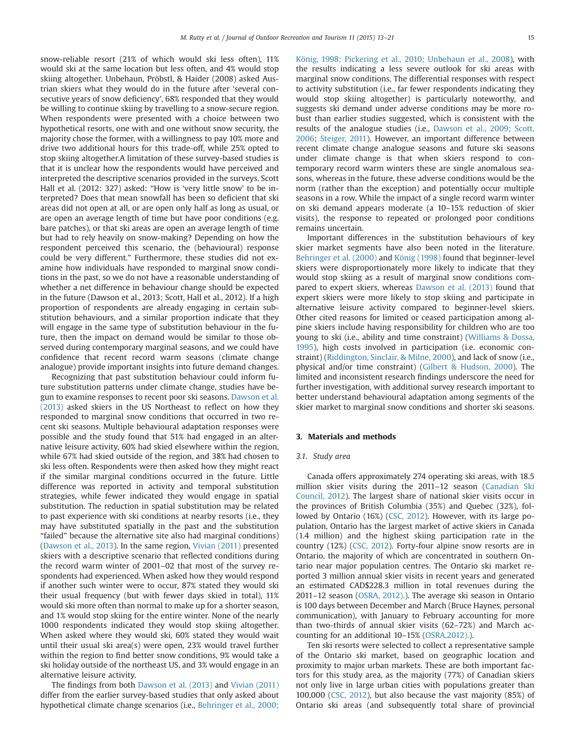snow-reliable resort (21% of which would ski less often), 11% would ski at the same location but less often, and 4% would stop skiing altogether. Unbehaun, Pröbstl, & Haider (2008) asked Austrian skiers what they would do in the future after 'several consecutive years of snow deficiency', 68% responded that they would be willing to continue skiing by travelling to a snow-secure region. When respondents were presented with a choice between two hypothetical resorts, one with and one without snow security, the majority chose the former, with a willingness to pay 10% more and drive two additional hours for this trade-off, while 25% opted to stop skiing altogether.A limitation of these survey-based studies is that it is unclear how the respondents would have perceived and interpreted the descriptive scenarios provided in the surveys. Scott Hall et al. (2012: 327) asked: "How is 'very little snow' to be interpreted? Does that mean snowfall has been so deficient that ski areas did not open at all, or are open only half as long as usual, or are open an average length of time but have poor conditions (e.g. bare patches), or that ski areas are open an average length of time but had to rely heavily on snow-making? Depending on how the respondent perceived this scenario, the (behavioural) response could be very different." Furthermore, these studies did not examine how individuals have responded to marginal snow conditions in the past, so we do not have a reasonable understanding of whether a net difference in behaviour change should be expected in the future (Dawson et al., 2013; Scott, Hall et al., 2012). If a high proportion of respondents are already engaging in certain substitution behaviours, and a similar proportion indicate that they will engage in the same type of substitution behaviour in the future, then the impact on demand would be similar to those observed during contemporary marginal seasons, and we could have confidence that recent record warm seasons (climate change analogue) provide important insights into future demand changes.

Recognizing that past substitution behaviour could inform future substitution patterns under climate change, studies have begun to examine responses to recent poor ski seasons. Dawson et al. (2013) asked skiers in the US Northeast to reflect on how they responded to marginal snow conditions that occurred in two recent ski seasons. Multiple behavioural adaptation responses were possible and the study found that 51% had engaged in an alternative leisure activity, 60% had skied elsewhere within the region, while 67% had skied outside of the region, and 38% had chosen to ski less often. Respondents were then asked how they might react if the similar marginal conditions occurred in the future. Little difference was reported in activity and temporal substitution strategies, while fewer indicated they would engage in spatial substitution. The reduction in spatial substitution may be related to past experience with ski conditions at nearby resorts (i.e., they may have substituted spatially in the past and the substitution "failed" because the alternative site also had marginal conditions) (Dawson et al., 2013). In the same region, Vivian (2011) presented skiers with a descriptive scenario that reflected conditions during the record warm winter of 2001–02 that most of the survey respondents had experienced. When asked how they would respond if another such winter were to occur, 87% stated they would ski their usual frequency (but with fewer days skied in total), 11% would ski more often than normal to make up for a shorter season, and 1% would stop skiing for the entire winter. None of the nearly 1000 respondents indicated they would stop skiing altogether. When asked where they would ski, 60% stated they would wait until their usual ski area(s) were open, 23% would travel further within the region to find better snow conditions, 9% would take a ski holiday outside of the northeast US, and 3% would engage in an alternative leisure activity.

The findings from both Dawson et al. (2013) and Vivian (2011) differ from the earlier survey-based studies that only asked about hypothetical climate change scenarios (i.e., Behringer et al., 2000; König, 1998; Pickering et al., 2010; Unbehaun et al., 2008), with the results indicating a less severe outlook for ski areas with marginal snow conditions. The differential responses with respect to activity substitution (i.e., far fewer respondents indicating they would stop skiing altogether) is particularly noteworthy, and suggests ski demand under adverse conditions may be more robust than earlier studies suggested, which is consistent with the results of the analogue studies (i.e., Dawson et al., 2009; Scott, 2006; Steiger, 2011). However, an important difference between recent climate change analogue seasons and future ski seasons under climate change is that when skiers respond to contemporary record warm winters these are single anomalous seasons, whereas in the future, these adverse conditions would be the norm (rather than the exception) and potentially occur multiple seasons in a row. While the impact of a single record warm winter on ski demand appears moderate (a 10–15% reduction of skier visits), the response to repeated or prolonged poor conditions remains uncertain.

Important differences in the substitution behaviours of key skier market segments have also been noted in the literature. Behringer et al. (2000) and König (1998) found that beginner-level skiers were disproportionately more likely to indicate that they would stop skiing as a result of marginal snow conditions compared to expert skiers, whereas Dawson et al. (2013) found that expert skiers were more likely to stop skiing and participate in alternative leisure activity compared to beginner-level skiers. Other cited reasons for limited or ceased participation among alpine skiers include having responsibility for children who are too young to ski (i.e., ability and time constraint) (Williams & Dossa, 1995), high costs involved in participation (i.e. economic constraint) (Riddington, Sinclair, & Milne, 2000), and lack of snow (i.e., physical and/or time constraint) (Gilbert & Hudson, 2000). The limited and inconsistent research findings underscore the need for further investigation, with additional survey research important to better understand behavioural adaptation among segments of the skier market to marginal snow conditions and shorter ski seasons.

## 3. Materials and methods

### 3.1. Study area

Canada offers approximately 274 operating ski areas, with 18.5 million skier visits during the 2011–12 season (Canadian Ski Council, 2012). The largest share of national skier visits occur in the provinces of British Columbia (35%) and Quebec (32%), followed by Ontario (16%) (CSC, 2012). However, with its large population, Ontario has the largest market of active skiers in Canada (1.4 million) and the highest skiing participation rate in the country (12%) (CSC, 2012). Forty-four alpine snow resorts are in Ontario, the majority of which are concentrated in southern Ontario near major population centres. The Ontario ski market reported 3 million annual skier visits in recent years and generated an estimated CAD$228.3 million in total revenues during the 2011–12 season (OSRA, 2012).). The average ski season in Ontario is 100 days between December and March (Bruce Haynes, personal communication), with January to February accounting for more than two-thirds of annual skier visits (62–72%) and March accounting for an additional 10–15% (OSRA,2012).).

Ten ski resorts were selected to collect a representative sample of the Ontario ski market, based on geographic location and proximity to major urban markets. These are both important factors for this study area, as the majority (77%) of Canadian skiers not only live in large urban cities with populations greater than 100,000 (CSC, 2012), but also because the vast majority (85%) of Ontario ski areas (and subsequently total share of provincial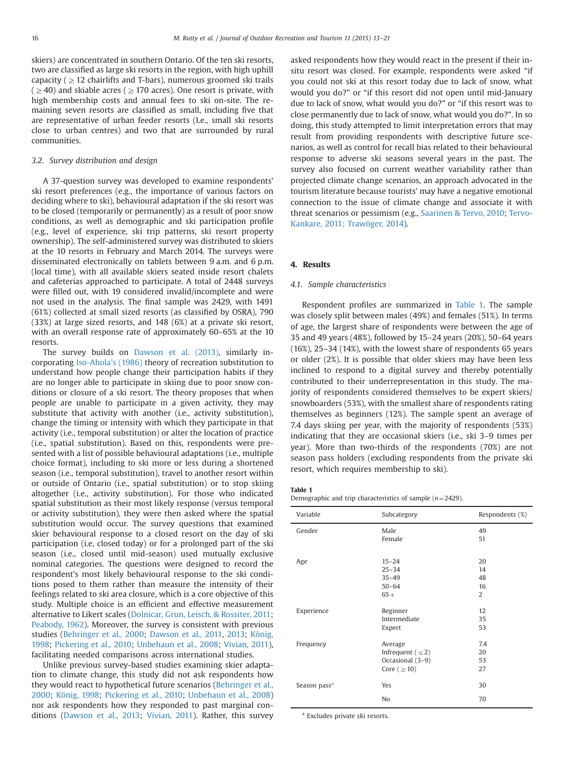skiers) are concentrated in southern Ontario. Of the ten ski resorts, two are classified as large ski resorts in the region, with high uphill capacity ( ≥ 12 chairlifts and T-bars), numerous groomed ski trails ( ≥ 40) and skiable acres ( ≥ 170 acres). One resort is private, with high membership costs and annual fees to ski on-site. The remaining seven resorts are classified as small, including five that are representative of urban feeder resorts (I.e., small ski resorts close to urban centres) and two that are surrounded by rural communities.

### 3.2. Survey distribution and design

A 37-question survey was developed to examine respondents' ski resort preferences (e.g., the importance of various factors on deciding where to ski), behavioural adaptation if the ski resort was to be closed (temporarily or permanently) as a result of poor snow conditions, as well as demographic and ski participation profile (e.g., level of experience, ski trip patterns, ski resort property ownership). The self-administered survey was distributed to skiers at the 10 resorts in February and March 2014. The surveys were disseminated electronically on tablets between 9 a.m. and 6 p.m. (local time), with all available skiers seated inside resort chalets and cafeterias approached to participate. A total of 2448 surveys were filled out, with 19 considered invalid/incomplete and were not used in the analysis. The final sample was 2429, with 1491 (61%) collected at small sized resorts (as classified by OSRA), 790 (33%) at large sized resorts, and 148 (6%) at a private ski resort, with an overall response rate of approximately 60–65% at the 10 resorts.

The survey builds on Dawson et al. (2013), similarly incorporating Iso-Ahola's (1986) theory of recreation substitution to understand how people change their participation habits if they are no longer able to participate in skiing due to poor snow conditions or closure of a ski resort. The theory proposes that when people are unable to participate in a given activity, they may substitute that activity with another (i.e., activity substitution), change the timing or intensity with which they participate in that activity (i.e., temporal substitution) or alter the location of practice (i.e., spatial substitution). Based on this, respondents were presented with a list of possible behavioural adaptations (i.e., multiple choice format), including to ski more or less during a shortened season (i.e., temporal substitution), travel to another resort within or outside of Ontario (i.e., spatial substitution) or to stop skiing altogether (i.e., activity substitution). For those who indicated spatial substitution as their most likely response (versus temporal or activity substitution), they were then asked where the spatial substitution would occur. The survey questions that examined skier behavioural response to a closed resort on the day of ski participation (i.e, closed today) or for a prolonged part of the ski season (i.e., closed until mid-season) used mutually exclusive nominal categories. The questions were designed to record the respondent's most likely behavioural response to the ski conditions posed to them rather than measure the intensity of their feelings related to ski area closure, which is a core objective of this study. Multiple choice is an efficient and effective measurement alternative to Likert scales (Dolnicar, Grun, Leisch, & Rossiter, 2011; Peabody, 1962). Moreover, the survey is consistent with previous studies (Behringer et al., 2000; Dawson et al., 2011, 2013; König, 1998; Pickering et al., 2010; Unbehaun et al., 2008; Vivian, 2011), facilitating needed comparisons across international studies.

Unlike previous survey-based studies examining skier adaptation to climate change, this study did not ask respondents how they would react to hypothetical future scenarios (Behringer et al., 2000; König, 1998; Pickering et al., 2010; Unbehaun et al., 2008) nor ask respondents how they responded to past marginal conditions (Dawson et al., 2013; Vivian, 2011). Rather, this survey asked respondents how they would react in the present if their in-situ resort was closed. For example, respondents were asked "if you could not ski at this resort today due to lack of snow, what would you do?" or "if this resort did not open until mid-January due to lack of snow, what would you do?" or "if this resort was to close permanently due to lack of snow, what would you do?". In so doing, this study attempted to limit interpretation errors that may result from providing respondents with descriptive future scenarios, as well as control for recall bias related to their behavioural response to adverse ski seasons several years in the past. The survey also focused on current weather variability rather than projected climate change scenarios, an approach advocated in the tourism literature because tourists' may have a negative emotional connection to the issue of climate change and associate it with threat scenarios or pessimism (e.g., Saarinen & Tervo, 2010; Tervo-Kankare, 2011; Trawöger, 2014).

## 4. Results

### 4.1. Sample characteristics

Respondent profiles are summarized in Table 1. The sample was closely split between males (49%) and females (51%). In terms of age, the largest share of respondents were between the age of 35 and 49 years (48%), followed by 15–24 years (20%), 50–64 years (16%), 25–34 (14%), with the lowest share of respondents 65 years or older (2%). It is possible that older skiers may have been less inclined to respond to a digital survey and thereby potentially contributed to their underrepresentation in this study. The majority of respondents considered themselves to be expert skiers/snowboarders (53%), with the smallest share of respondents rating themselves as beginners (12%). The sample spent an average of 7.4 days skiing per year, with the majority of respondents (53%) indicating that they are occasional skiers (i.e., ski 3–9 times per year). More than two-thirds of the respondents (70%) are not season pass holders (excluding respondents from the private ski resort, which requires membership to ski).

**Table 1**
Demographic and trip characteristics of sample ($n = 2429$).

| Variable | Subcategory | Respondents (%) |
|---|---|---|
| Gender | Male | 49 |
| | Female | 51 |
| Age | 15–24 | 20 |
| | 25–34 | 14 |
| | 35–49 | 48 |
| | 50–64 | 16 |
| | 65+ | 2 |
| Experience | Beginner | 12 |
| | Intermediate | 35 |
| | Expert | 53 |
| Frequency | Average | 7.4 |
| | Infrequent ( ≤ 2) | 20 |
| | Occasional (3–9) | 53 |
| | Core ( ≥ 10) | 27 |
| Season pass[a] | Yes | 30 |
| | No | 70 |

[a] Excludes private ski resorts.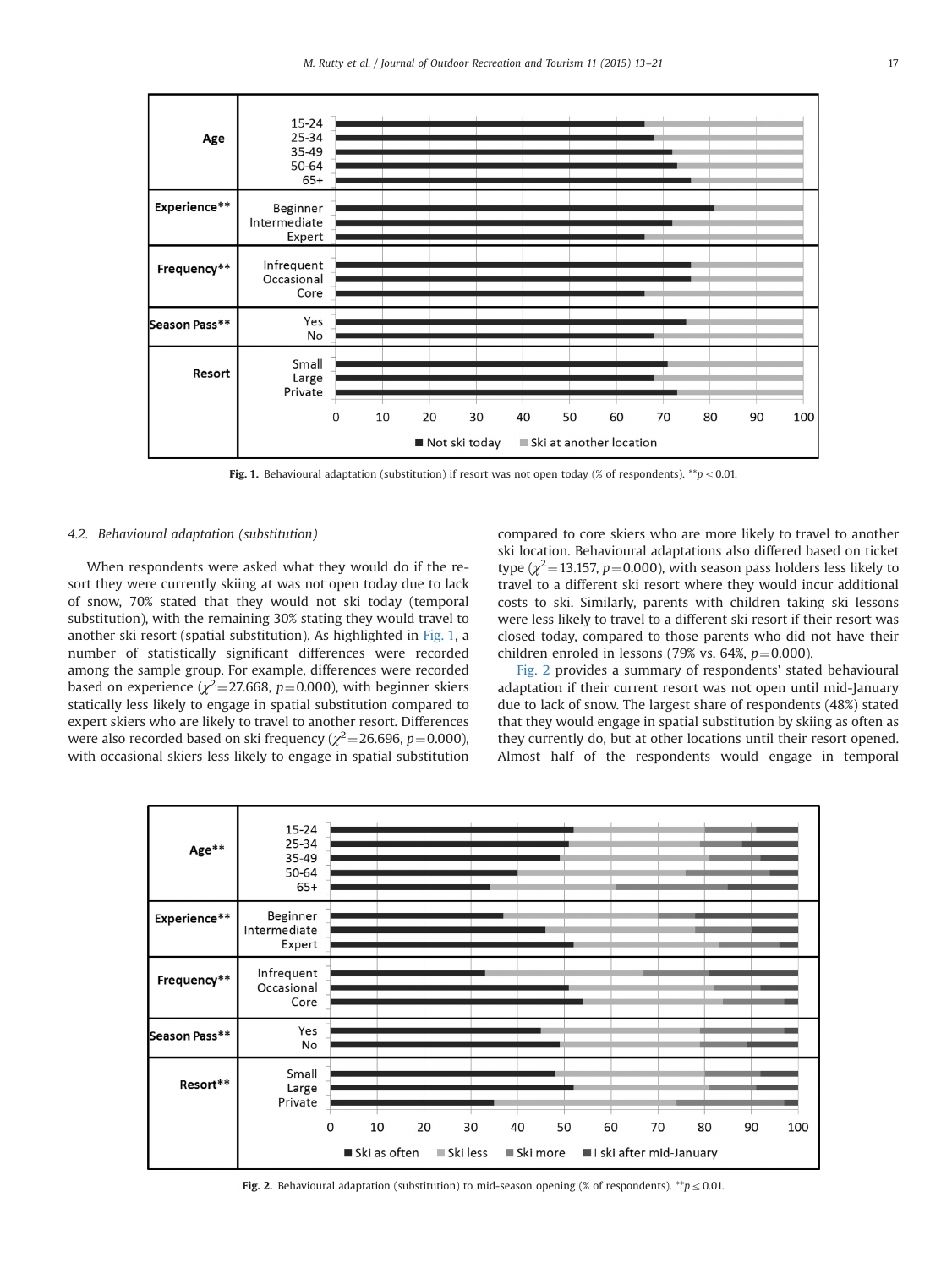Fig. 1. Behavioural adaptation (substitution) if resort was not open today (% of respondents). $^{**}p \leq 0.01$.

### 4.2. Behavioural adaptation (substitution)

When respondents were asked what they would do if the resort they were currently skiing at was not open today due to lack of snow, 70% stated that they would not ski today (temporal substitution), with the remaining 30% stating they would travel to another ski resort (spatial substitution). As highlighted in Fig. 1, a number of statistically significant differences were recorded among the sample group. For example, differences were recorded based on experience ($\chi^2 = 27.668$, $p = 0.000$), with beginner skiers statically less likely to engage in spatial substitution compared to expert skiers who are likely to travel to another resort. Differences were also recorded based on ski frequency ($\chi^2 = 26.696$, $p = 0.000$), with occasional skiers less likely to engage in spatial substitution compared to core skiers who are more likely to travel to another ski location. Behavioural adaptations also differed based on ticket type ($\chi^2 = 13.157$, $p = 0.000$), with season pass holders less likely to travel to a different ski resort where they would incur additional costs to ski. Similarly, parents with children taking ski lessons were less likely to travel to a different ski resort if their resort was closed today, compared to those parents who did not have their children enroled in lessons (79% vs. 64%, $p = 0.000$).

Fig. 2 provides a summary of respondents' stated behavioural adaptation if their current resort was not open until mid-January due to lack of snow. The largest share of respondents (48%) stated that they would engage in spatial substitution by skiing as often as they currently do, but at other locations until their resort opened. Almost half of the respondents would engage in temporal

Fig. 2. Behavioural adaptation (substitution) to mid-season opening (% of respondents). $^{**}p \leq 0.01$.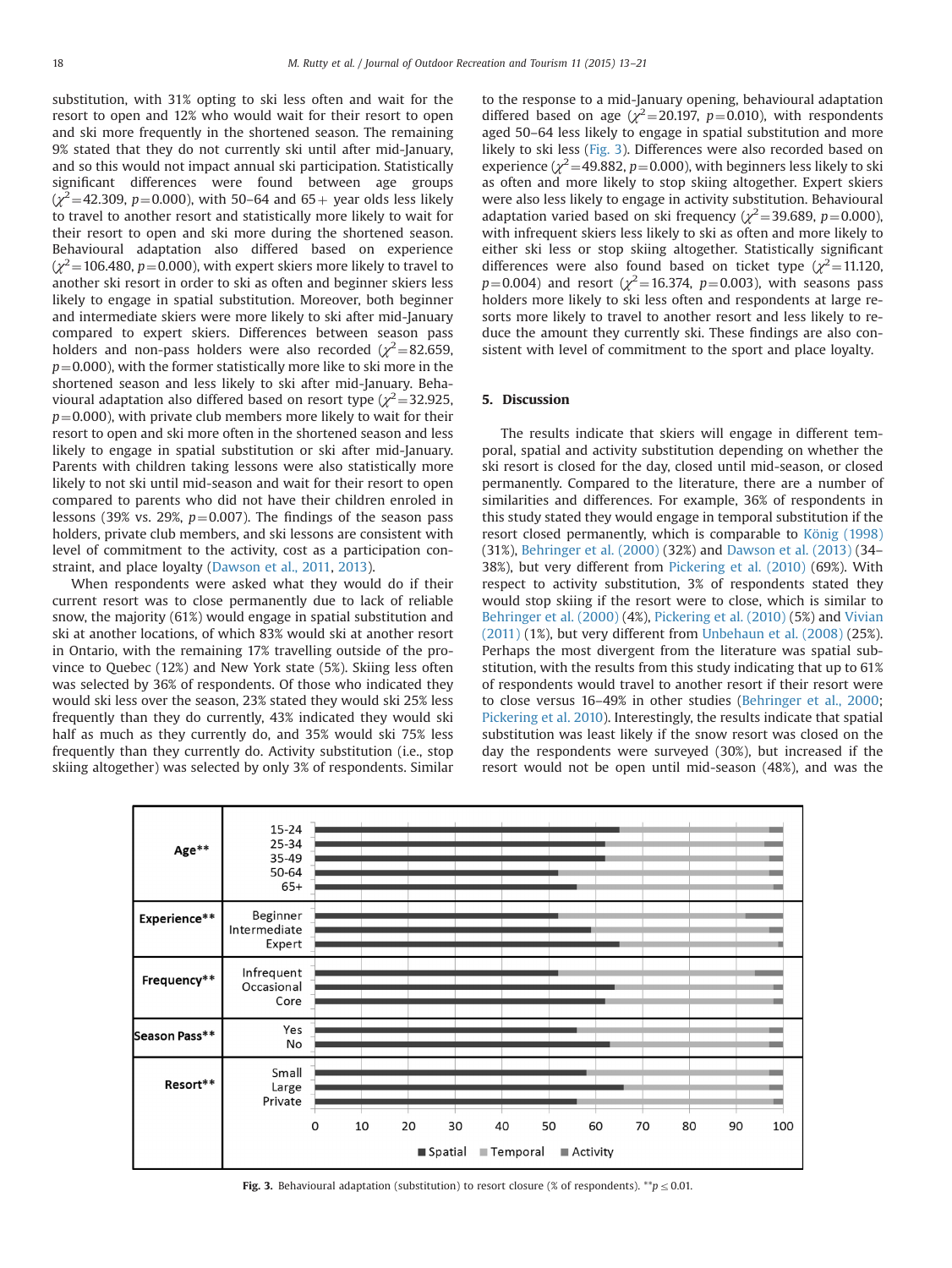substitution, with 31% opting to ski less often and wait for the resort to open and 12% who would wait for their resort to open and ski more frequently in the shortened season. The remaining 9% stated that they do not currently ski until after mid-January, and so this would not impact annual ski participation. Statistically significant differences were found between age groups ($\chi^2=42.309$, $p=0.000$), with 50–64 and 65+ year olds less likely to travel to another resort and statistically more likely to wait for their resort to open and ski more during the shortened season. Behavioural adaptation also differed based on experience ($\chi^2=106.480$, $p=0.000$), with expert skiers more likely to travel to another ski resort in order to ski as often and beginner skiers less likely to engage in spatial substitution. Moreover, both beginner and intermediate skiers were more likely to ski after mid-January compared to expert skiers. Differences between season pass holders and non-pass holders were also recorded ($\chi^2=82.659$, $p=0.000$), with the former statistically more like to ski more in the shortened season and less likely to ski after mid-January. Behavioural adaptation also differed based on resort type ($\chi^2=32.925$, $p=0.000$), with private club members more likely to wait for their resort to open and ski more often in the shortened season and less likely to engage in spatial substitution or ski after mid-January. Parents with children taking lessons were also statistically more likely to not ski until mid-season and wait for their resort to open compared to parents who did not have their children enroled in lessons (39% vs. 29%, $p=0.007$). The findings of the season pass holders, private club members, and ski lessons are consistent with level of commitment to the activity, cost as a participation constraint, and place loyalty (Dawson et al., 2011, 2013).

When respondents were asked what they would do if their current resort was to close permanently due to lack of reliable snow, the majority (61%) would engage in spatial substitution and ski at another locations, of which 83% would ski at another resort in Ontario, with the remaining 17% travelling outside of the province to Quebec (12%) and New York state (5%). Skiing less often was selected by 36% of respondents. Of those who indicated they would ski less over the season, 23% stated they would ski 25% less frequently than they do currently, 43% indicated they would ski half as much as they currently do, and 35% would ski 75% less frequently than they currently do. Activity substitution (i.e., stop skiing altogether) was selected by only 3% of respondents. Similar to the response to a mid-January opening, behavioural adaptation differed based on age ($\chi^2=20.197$, $p=0.010$), with respondents aged 50–64 less likely to engage in spatial substitution and more likely to ski less (Fig. 3). Differences were also recorded based on experience ($\chi^2=49.882$, $p=0.000$), with beginners less likely to ski as often and more likely to stop skiing altogether. Expert skiers were also less likely to engage in activity substitution. Behavioural adaptation varied based on ski frequency ($\chi^2=39.689$, $p=0.000$), with infrequent skiers less likely to ski as often and more likely to either ski less or stop skiing altogether. Statistically significant differences were also found based on ticket type ($\chi^2=11.120$, $p=0.004$) and resort ($\chi^2=16.374$, $p=0.003$), with seasons pass holders more likely to ski less often and respondents at large resorts more likely to travel to another resort and less likely to reduce the amount they currently ski. These findings are also consistent with level of commitment to the sport and place loyalty.

## 5. Discussion

The results indicate that skiers will engage in different temporal, spatial and activity substitution depending on whether the ski resort is closed for the day, closed until mid-season, or closed permanently. Compared to the literature, there are a number of similarities and differences. For example, 36% of respondents in this study stated they would engage in temporal substitution if the resort closed permanently, which is comparable to König (1998) (31%), Behringer et al. (2000) (32%) and Dawson et al. (2013) (34–38%), but very different from Pickering et al. (2010) (69%). With respect to activity substitution, 3% of respondents stated they would stop skiing if the resort were to close, which is similar to Behringer et al. (2000) (4%), Pickering et al. (2010) (5%) and Vivian (2011) (1%), but very different from Unbehaun et al. (2008) (25%). Perhaps the most divergent from the literature was spatial substitution, with the results from this study indicating that up to 61% of respondents would travel to another resort if their resort were to close versus 16–49% in other studies (Behringer et al., 2000; Pickering et al. 2010). Interestingly, the results indicate that spatial substitution was least likely if the snow resort was closed on the day the respondents were surveyed (30%), but increased if the resort would not be open until mid-season (48%), and was the

**Fig. 3.** Behavioural adaptation (substitution) to resort closure (% of respondents). $^{**}p \leq 0.01$.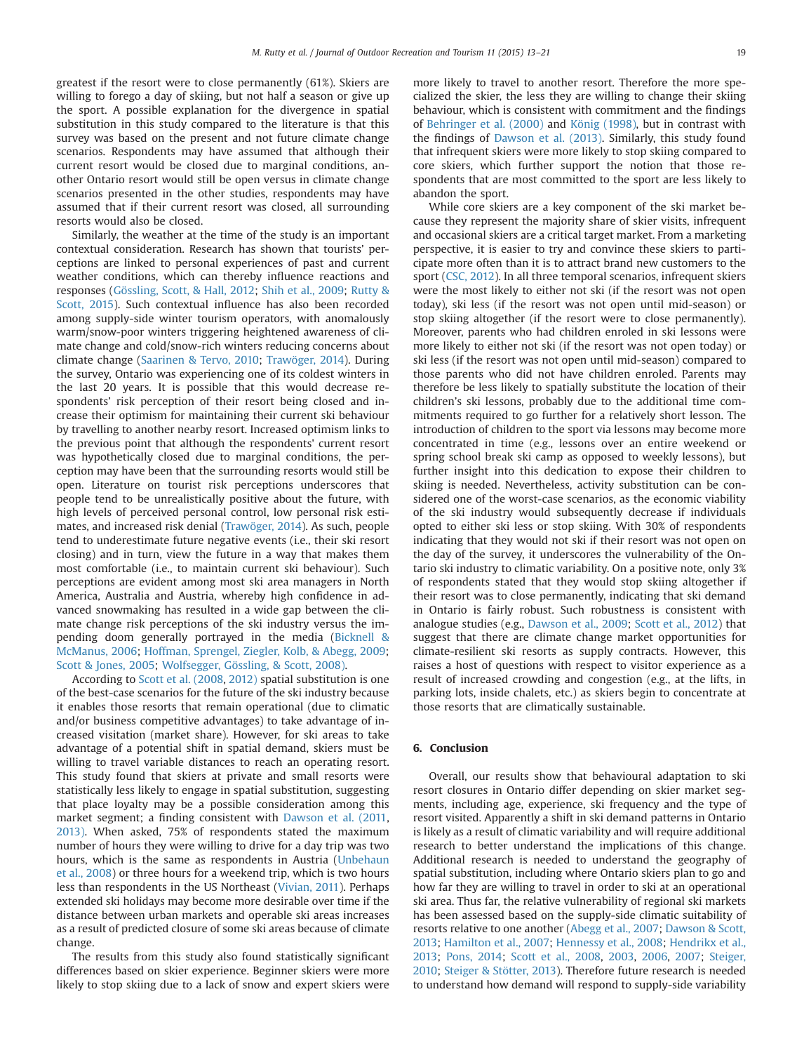greatest if the resort were to close permanently (61%). Skiers are willing to forego a day of skiing, but not half a season or give up the sport. A possible explanation for the divergence in spatial substitution in this study compared to the literature is that this survey was based on the present and not future climate change scenarios. Respondents may have assumed that although their current resort would be closed due to marginal conditions, another Ontario resort would still be open versus in climate change scenarios presented in the other studies, respondents may have assumed that if their current resort was closed, all surrounding resorts would also be closed.

Similarly, the weather at the time of the study is an important contextual consideration. Research has shown that tourists' perceptions are linked to personal experiences of past and current weather conditions, which can thereby influence reactions and responses (Gössling, Scott, & Hall, 2012; Shih et al., 2009; Rutty & Scott, 2015). Such contextual influence has also been recorded among supply-side winter tourism operators, with anomalously warm/snow-poor winters triggering heightened awareness of climate change and cold/snow-rich winters reducing concerns about climate change (Saarinen & Tervo, 2010; Trawöger, 2014). During the survey, Ontario was experiencing one of its coldest winters in the last 20 years. It is possible that this would decrease respondents' risk perception of their resort being closed and increase their optimism for maintaining their current ski behaviour by travelling to another nearby resort. Increased optimism links to the previous point that although the respondents' current resort was hypothetically closed due to marginal conditions, the perception may have been that the surrounding resorts would still be open. Literature on tourist risk perceptions underscores that people tend to be unrealistically positive about the future, with high levels of perceived personal control, low personal risk estimates, and increased risk denial (Trawöger, 2014). As such, people tend to underestimate future negative events (i.e., their ski resort closing) and in turn, view the future in a way that makes them most comfortable (i.e., to maintain current ski behaviour). Such perceptions are evident among most ski area managers in North America, Australia and Austria, whereby high confidence in advanced snowmaking has resulted in a wide gap between the climate change risk perceptions of the ski industry versus the impending doom generally portrayed in the media (Bicknell & McManus, 2006; Hoffman, Sprengel, Ziegler, Kolb, & Abegg, 2009; Scott & Jones, 2005; Wolfsegger, Gössling, & Scott, 2008).

According to Scott et al. (2008, 2012) spatial substitution is one of the best-case scenarios for the future of the ski industry because it enables those resorts that remain operational (due to climatic and/or business competitive advantages) to take advantage of increased visitation (market share). However, for ski areas to take advantage of a potential shift in spatial demand, skiers must be willing to travel variable distances to reach an operating resort. This study found that skiers at private and small resorts were statistically less likely to engage in spatial substitution, suggesting that place loyalty may be a possible consideration among this market segment; a finding consistent with Dawson et al. (2011, 2013). When asked, 75% of respondents stated the maximum number of hours they were willing to drive for a day trip was two hours, which is the same as respondents in Austria (Unbehaun et al., 2008) or three hours for a weekend trip, which is two hours less than respondents in the US Northeast (Vivian, 2011). Perhaps extended ski holidays may become more desirable over time if the distance between urban markets and operable ski areas increases as a result of predicted closure of some ski areas because of climate change.

The results from this study also found statistically significant differences based on skier experience. Beginner skiers were more likely to stop skiing due to a lack of snow and expert skiers were more likely to travel to another resort. Therefore the more specialized the skier, the less they are willing to change their skiing behaviour, which is consistent with commitment and the findings of Behringer et al. (2000) and König (1998), but in contrast with the findings of Dawson et al. (2013). Similarly, this study found that infrequent skiers were more likely to stop skiing compared to core skiers, which further support the notion that those respondents that are most committed to the sport are less likely to abandon the sport.

While core skiers are a key component of the ski market because they represent the majority share of skier visits, infrequent and occasional skiers are a critical target market. From a marketing perspective, it is easier to try and convince these skiers to participate more often than it is to attract brand new customers to the sport (CSC, 2012). In all three temporal scenarios, infrequent skiers were the most likely to either not ski (if the resort was not open today), ski less (if the resort was not open until mid-season) or stop skiing altogether (if the resort were to close permanently). Moreover, parents who had children enroled in ski lessons were more likely to either not ski (if the resort was not open today) or ski less (if the resort was not open until mid-season) compared to those parents who did not have children enroled. Parents may therefore be less likely to spatially substitute the location of their children's ski lessons, probably due to the additional time commitments required to go further for a relatively short lesson. The introduction of children to the sport via lessons may become more concentrated in time (e.g., lessons over an entire weekend or spring school break ski camp as opposed to weekly lessons), but further insight into this dedication to expose their children to skiing is needed. Nevertheless, activity substitution can be considered one of the worst-case scenarios, as the economic viability of the ski industry would subsequently decrease if individuals opted to either ski less or stop skiing. With 30% of respondents indicating that they would not ski if their resort was not open on the day of the survey, it underscores the vulnerability of the Ontario ski industry to climatic variability. On a positive note, only 3% of respondents stated that they would stop skiing altogether if their resort was to close permanently, indicating that ski demand in Ontario is fairly robust. Such robustness is consistent with analogue studies (e.g., Dawson et al., 2009; Scott et al., 2012) that suggest that there are climate change market opportunities for climate-resilient ski resorts as supply contracts. However, this raises a host of questions with respect to visitor experience as a result of increased crowding and congestion (e.g., at the lifts, in parking lots, inside chalets, etc.) as skiers begin to concentrate at those resorts that are climatically sustainable.

## 6. Conclusion

Overall, our results show that behavioural adaptation to ski resort closures in Ontario differ depending on skier market segments, including age, experience, ski frequency and the type of resort visited. Apparently a shift in ski demand patterns in Ontario is likely as a result of climatic variability and will require additional research to better understand the implications of this change. Additional research is needed to understand the geography of spatial substitution, including where Ontario skiers plan to go and how far they are willing to travel in order to ski at an operational ski area. Thus far, the relative vulnerability of regional ski markets has been assessed based on the supply-side climatic suitability of resorts relative to one another (Abegg et al., 2007; Dawson & Scott, 2013; Hamilton et al., 2007; Hennessy et al., 2008; Hendrikx et al., 2013; Pons, 2014; Scott et al., 2008, 2003, 2006, 2007; Steiger, 2010; Steiger & Stötter, 2013). Therefore future research is needed to understand how demand will respond to supply-side variability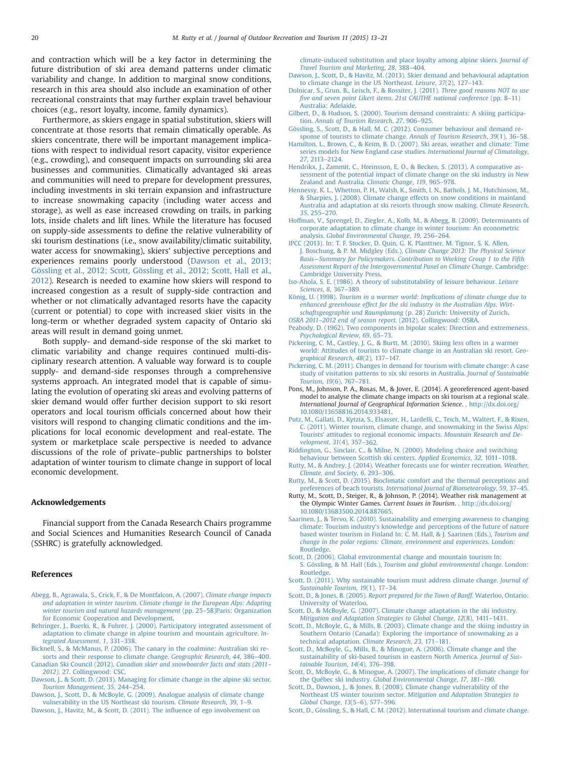and contraction which will be a key factor in determining the future distribution of ski area demand patterns under climatic variability and change. In addition to marginal snow conditions, research in this area should also include an examination of other recreational constraints that may further explain travel behaviour choices (e.g., resort loyalty, income, family dynamics).

Furthermore, as skiers engage in spatial substitution, skiers will concentrate at those resorts that remain climatically operable. As skiers concentrate, there will be important management implications with respect to individual resort capacity, visitor experience (e.g., crowding), and consequent impacts on surrounding ski area businesses and communities. Climatically advantaged ski areas and communities will need to prepare for development pressures, including investments in ski terrain expansion and infrastructure to increase snowmaking capacity (including water access and storage), as well as ease increased crowding on trails, in parking lots, inside chalets and lift lines. While the literature has focused on supply-side assessments to define the relative vulnerability of ski tourism destinations (i.e., snow availability/climatic suitability, water access for snowmaking), skiers' subjective perceptions and experiences remains poorly understood (Dawson et al., 2013; Gössling et al., 2012; Scott, Gössling et al., 2012; Scott, Hall et al., 2012). Research is needed to examine how skiers will respond to increased congestion as a result of supply-side contraction and whether or not climatically advantaged resorts have the capacity (current or potential) to cope with increased skier visits in the long-term or whether degraded system capacity of Ontario ski areas will result in demand going unmet.

Both supply- and demand-side response of the ski market to climatic variability and change requires continued multi-disciplinary research attention. A valuable way forward is to couple supply- and demand-side responses through a comprehensive systems approach. An integrated model that is capable of simulating the evolution of operating ski areas and evolving patterns of skier demand would offer further decision support to ski resort operators and local tourism officials concerned about how their visitors will respond to changing climatic conditions and the implications for local economic development and real-estate. The system or marketplace scale perspective is needed to advance discussions of the role of private–public partnerships to bolster adaptation of winter tourism to climate change in support of local economic development.

## Acknowledgements

Financial support from the Canada Research Chairs programme and Social Sciences and Humanities Research Council of Canada (SSHRC) is gratefully acknowledged.

## References

Abegg, B., Agrawala, S., Crick, F., & De Montfalcon, A. (2007). *Climate change impacts and adaptation in winter tourism. Climate change in the European Alps: Adapting winter tourism and natural hazards management* (pp. 25–58)Paris: Organization for Economic Cooperation and Development.

Behringer, J., Buerki, R., & Fuhrer, J. (2000). Participatory integrated assessment of adaptation to climate change in alpine tourism and mountain agriculture. *Integrated Assessment*, *1*, 331–338.

Bicknell, S., & McManus, P. (2006). The canary in the coalmine: Australian ski resorts and their response to climate change. *Geographic Research*, *44*, 386–400.

Canadian Ski Council (2012). *Canadian skier and snowboarder facts and stats (2011–2012)*, 27. Collingwood: CSC.

Dawson, J., & Scott, D. (2013). Managing for climate change in the alpine ski sector. *Tourism Management*, *35*, 244–254.

Dawson, J., Scott, D., & McBoyle, G. (2009). Analogue analysis of climate change vulnerability in the US Northeast ski tourism. *Climate Research*, *39*, 1–9.

Dawson, J., Havitz, M., & Scott, D. (2011). The influence of ego involvement on climate-induced substitution and place loyalty among alpine skiers. *Journal of Travel Tourism and Marketing*, *28*, 388–404.

Dawson, J., Scott, D., & Havitz, M. (2013). Skier demand and behavioural adaptation to climate change in the US Northeast. *Leisure*, *37*(2), 127–143.

Dolnicar, S., Grun, B., Leisch, F., & Rossiter, J. (2011). *Three good reasons NOT to use five and seven point Likert items. 21st CAUTHE national conference* (pp. 8–11) Australia: Adelaide.

Gilbert, D., & Hudson, S. (2000). Tourism demand constraints: A skiing participation. *Annals of Tourism Research*, *27*, 906–925.

Gössling, S., Scott, D., & Hall, M. C. (2012). Consumer behaviour and demand response of tourists to climate change. *Annals of Tourism Research*, *39*(1), 36–58.

Hamilton, L., Brown, C., & Keim, B. D. (2007). Ski areas, weather and climate: Time series models for New England case studies. *International Journal of Climatology*, *27*, 2113–2124.

Hendrikx, J., Zammit, C., Hreinsson, E. O., & Becken, S. (2013). A comparative assessment of the potential impact of climate change on the ski industry in New Zealand and Australia. *Climatic Change*, *119*, 965–978.

Hennessy, K. L., Whetton, P. H., Walsh, K., Smith, I. N., Bathols, J. M., Hutchinson, M., & Sharpies, J. (2008). Climate change effects on snow conditions in mainland Australia and adaptation at ski resorts through snow making. *Climate Research*, *35*, 255–270.

Hoffman, V., Sprengel, D., Ziegler, A., Kolb, M., & Abegg, B. (2009). Determinants of corporate adaptation to climate change in winter tourism: An econometric analysis. *Global Environmental Change*, *19*, 256–264.

IPCC (2013). In: T. F. Stocker, D. Quin, G. K. Planttner, M. Tignor, S. K. Allen, J. Boschung, & P. M. Midgley (Eds.), *Climate Change 2013: The Physical Science Basis—Summary for Policymakers. Contribution to Working Group 1 to the Fifth Assessment Report of the Intergovernmental Panel on Climate Change*. Cambridge: Cambridge University Press.

Iso-Ahola, S. E. (1986). A theory of substitutability of leisure behaviour. *Leisure Sciences*, *8*, 367–389.

König, U. (1998). *Tourism in a warmer world: Implications of climate change due to enhanced greenhouse effect for the ski industry in the Australian Alps. Wirtschaftsgeographie und Raumplanung* (p. 28) Zurich: University of Zurich.

*OSRA 2011–2012 end of season report.* (2012). Collingwood: OSRA.

Peabody, D. (1962). Two components in bipolar scales: Direction and extremeness. *Psychological Review*, *69*, 65–73.

Pickering, C. M., Castley, J. G., & Burtt, M. (2010). Skiing less often in a warmer world: Attitudes of tourists to climate change in an Australian ski resort. *Geographical Research*, *48*(2), 137–147.

Pickering, C. M. (2011). Changes in demand for tourism with climate change: A case study of visitation patterns to six ski resorts in Australia. *Journal of Sustainable Tourism*, *19*(6), 767–781.

Pons, M., Johnson, P. A., Rosas, M., & Jover, E. (2014). A georeferenced agent-based model to analyse the climate change impacts on ski tourism at a regional scale. *International Journal of Geographical Information Science.* , http://dx.doi.org/10.1080/13658816.2014.933481.

Putz, M., Gallati, D., Kytzia, S., Elsasser, H., Lardelli, C., Teich, M., Waltert, F., & Rixen, C. (2011). Winter tourism, climate change, and snowmaking in the Swiss Alps: Tourists' attitudes to regional economic impacts. *Mountain Research and Development*, *31*(4), 357–362.

Riddington, G., Sinclair, C., & Milne, N. (2000). Modeling choice and switching behaviour between Scottish ski centers. *Applied Economics*, *32*, 1011–1018.

Rutty, M., & Andrey, J. (2014). Weather forecasts use for winter recreation. *Weather, Climate, and Society*, *6*, 293–306.

Rutty, M., & Scott, D. (2015). Bioclimatic comfort and the thermal perceptions and preferences of beach tourists. *International Journal of Biometeorology*, *59*, 37–45.

Rutty, M., Scott, D., Steiger, R., & Johnson, P. (2014). Weather risk management at the Olympic Winter Games. *Current Issues in Tourism.* , http://dx.doi.org/10.1080/13683500.2014.887665.

Saarinen, J., & Tervo, K. (2010). Sustainability and emerging awareness to changing climate: Tourism industry's knowledge and perceptions of the future of nature based winter tourism in Finland In: C. M. Hall, & J. Saarinen (Eds.), *Tourism and change in the polar regions: Climate, environment and experiences*. London: Routledge.

Scott, D. (2006). Global environmental change and mountain tourism In: S. Gössling, & M. Hall (Eds.), *Tourism and global environmental change*. London: Routledge.

Scott, D. (2011). Why sustainable tourism must address climate change. *Journal of Sustainable Tourism*, *19*(1), 17–34.

Scott, D., & Jones, B. (2005). *Report prepared for the Town of Banff*. Waterloo, Ontario: University of Waterloo.

Scott, D., & McBoyle, G. (2007). Climate change adaptation in the ski industry. *Mitigation and Adaptation Strategies to Global Change*, *12*(8), 1411–1431.

Scott, D., McBoyle, G., & Mills, B. (2003). Climate change and the skiing industry in Southern Ontario (Canada): Exploring the importance of snowmaking as a technical adaptation. *Climate Research*, *23*, 171–181.

Scott, D., McBoyle, G., Mills, B., & Minogue, A. (2006). Climate change and the sustainability of ski-based tourism in eastern North America. *Journal of Sustainable Tourism*, *14*(4), 376–398.

Scott, D., McBoyle, G., & Minogue, A. (2007). The implications of climate change for the Québec ski industry. *Global Environmental Change*, *17*, *181–190*.

Scott, D., Dawson, J., & Jones, B. (2008). Climate change vulnerability of the Northeast US winter tourism sector. *Mitigation and Adaptation Strategies to Global Change*, *13*(5–6), 577–596.

Scott, D., Gössling, S., & Hall, C. M. (2012). International tourism and climate change.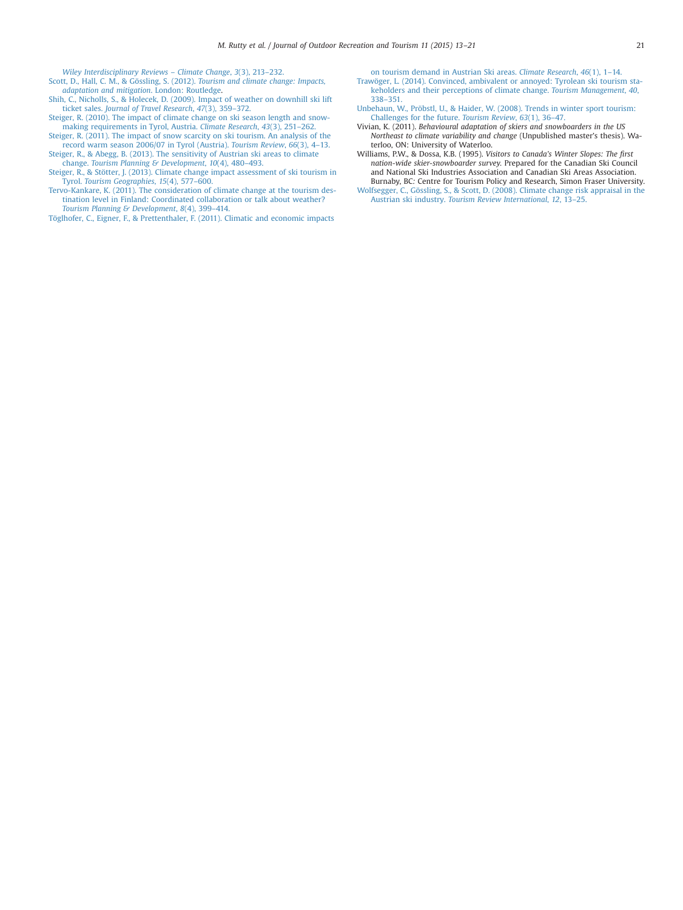*Wiley Interdisciplinary Reviews – Climate Change*, *3*(3), 213–232.

Scott, D., Hall, C. M., & Gössling, S. (2012). *Tourism and climate change: Impacts, adaptation and mitigation*. London: Routledge.

Shih, C., Nicholls, S., & Holecek, D. (2009). Impact of weather on downhill ski lift ticket sales. *Journal of Travel Research*, *47*(3), 359–372.

Steiger, R. (2010). The impact of climate change on ski season length and snowmaking requirements in Tyrol, Austria. *Climate Research*, *43*(3), 251–262.

Steiger, R. (2011). The impact of snow scarcity on ski tourism. An analysis of the record warm season 2006/07 in Tyrol (Austria). *Tourism Review*, *66*(3), 4–13.

Steiger, R., & Abegg, B. (2013). The sensitivity of Austrian ski areas to climate change. *Tourism Planning & Development*, *10*(4), 480–493.

Steiger, R., & Stötter, J. (2013). Climate change impact assessment of ski tourism in Tyrol. *Tourism Geographies*, *15*(4), 577–600.

Tervo-Kankare, K. (2011). The consideration of climate change at the tourism destination level in Finland: Coordinated collaboration or talk about weather? *Tourism Planning & Development*, *8*(4), 399–414.

Töglhofer, C., Eigner, F., & Prettenthaler, F. (2011). Climatic and economic impacts on tourism demand in Austrian Ski areas. *Climate Research*, *46*(1), 1–14.

Trawöger, L. (2014). Convinced, ambivalent or annoyed: Tyrolean ski tourism stakeholders and their perceptions of climate change. *Tourism Management*, *40*, 338–351.

Unbehaun, W., Pröbstl, U., & Haider, W. (2008). Trends in winter sport tourism: Challenges for the future. *Tourism Review*, *63*(1), 36–47.

Vivian, K. (2011). *Behavioural adaptation of skiers and snowboarders in the US Northeast to climate variability and change* (Unpublished master's thesis). Waterloo, ON: University of Waterloo.

Williams, P.W., & Dossa, K.B. (1995). *Visitors to Canada's Winter Slopes: The first nation-wide skier-snowboarder survey.* Prepared for the Canadian Ski Council and National Ski Industries Association and Canadian Ski Areas Association. Burnaby, BC: Centre for Tourism Policy and Research, Simon Fraser University.

Wolfsegger, C., Gössling, S., & Scott, D. (2008). Climate change risk appraisal in the Austrian ski industry. *Tourism Review International*, *12*, 13–25.